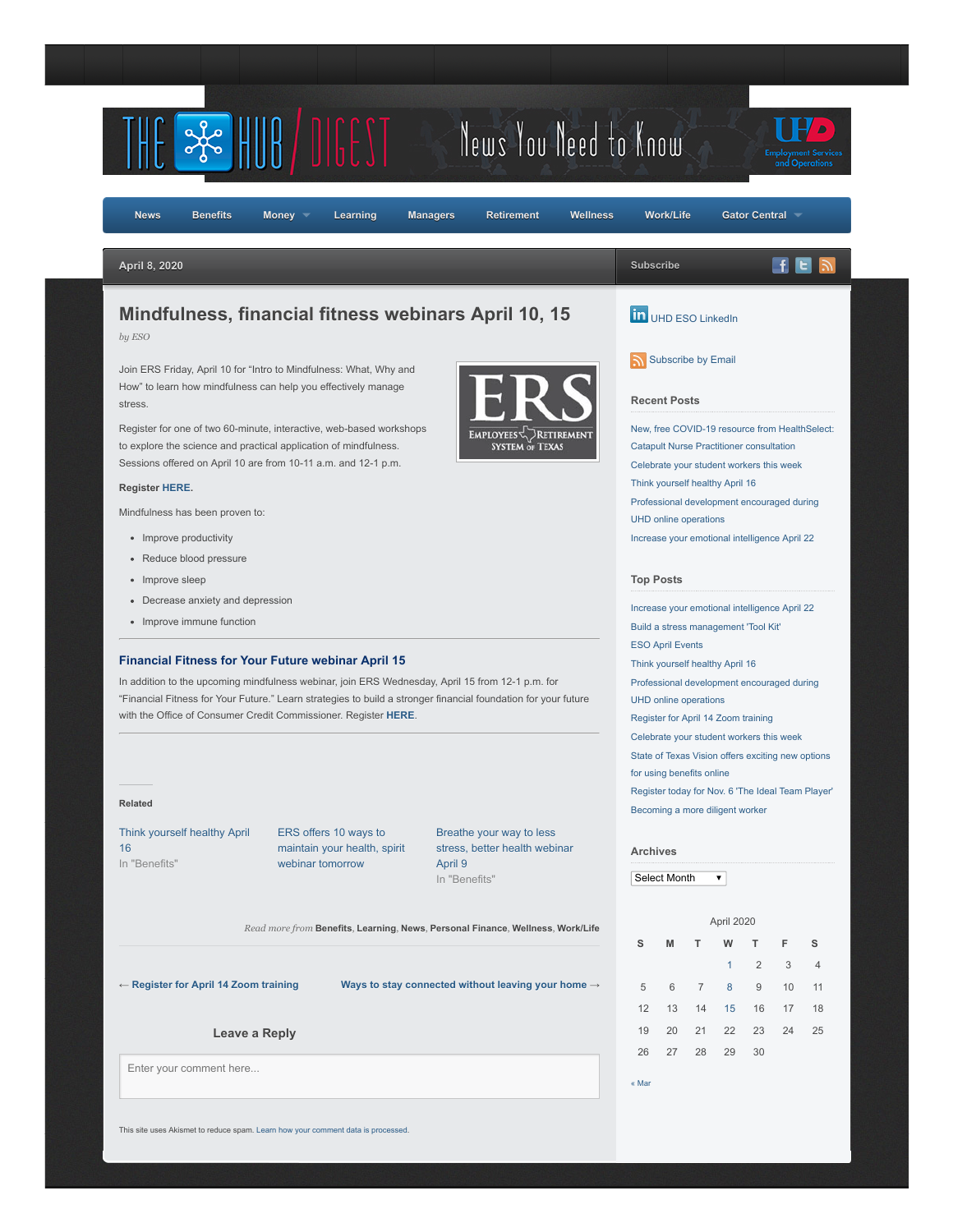THE HUB / DIGEST — News You Need to Know

UHD Employment Services and Operations

News | Benefits | Money | Learning | Managers | Retirement | Wellness | Work/Life | Gator Central

April 8, 2020

# Mindfulness, financial fitness webinars April 10, 15

*by ESO*

Join ERS Friday, April 10 for "Intro to Mindfulness: What, Why and How" to learn how mindfulness can help you effectively manage stress.

Register for one of two 60-minute, interactive, web-based workshops to explore the science and practical application of mindfulness. Sessions offered on April 10 are from 10-11 a.m. and 12-1 p.m.

**Register HERE.**

Mindfulness has been proven to:

- Improve productivity
- Reduce blood pressure
- Improve sleep
- Decrease anxiety and depression
- Improve immune function

## Financial Fitness for Your Future webinar April 15

In addition to the upcoming mindfulness webinar, join ERS Wednesday, April 15 from 12-1 p.m. for "Financial Fitness for Your Future." Learn strategies to build a stronger financial foundation for your future with the Office of Consumer Credit Commissioner. Register **HERE**.

### Related

Think yourself healthy April 16
In "Benefits"

ERS offers 10 ways to maintain your health, spirit webinar tomorrow

Breathe your way to less stress, better health webinar April 9
In "Benefits"

*Read more from* **Benefits**, **Learning**, **News**, **Personal Finance**, **Wellness**, **Work/Life**

← **Register for April 14 Zoom training** | **Ways to stay connected without leaving your home** →

### Leave a Reply

Enter your comment here...

This site uses Akismet to reduce spam. Learn how your comment data is processed.

---

Subscribe

UHD ESO LinkedIn

Subscribe by Email

### Recent Posts

- New, free COVID-19 resource from HealthSelect: Catapult Nurse Practitioner consultation
- Celebrate your student workers this week
- Think yourself healthy April 16
- Professional development encouraged during UHD online operations
- Increase your emotional intelligence April 22

### Top Posts

- Increase your emotional intelligence April 22
- Build a stress management 'Tool Kit'
- ESO April Events
- Think yourself healthy April 16
- Professional development encouraged during UHD online operations
- Register for April 14 Zoom training
- Celebrate your student workers this week
- State of Texas Vision offers exciting new options for using benefits online
- Register today for Nov. 6 'The Ideal Team Player'
- Becoming a more diligent worker

### Archives

Select Month

April 2020

| S | M | T | W | T | F | S |
|---|---|---|---|---|---|---|
| | | | 1 | 2 | 3 | 4 |
| 5 | 6 | 7 | 8 | 9 | 10 | 11 |
| 12 | 13 | 14 | 15 | 16 | 17 | 18 |
| 19 | 20 | 21 | 22 | 23 | 24 | 25 |
| 26 | 27 | 28 | 29 | 30 | | |

« Mar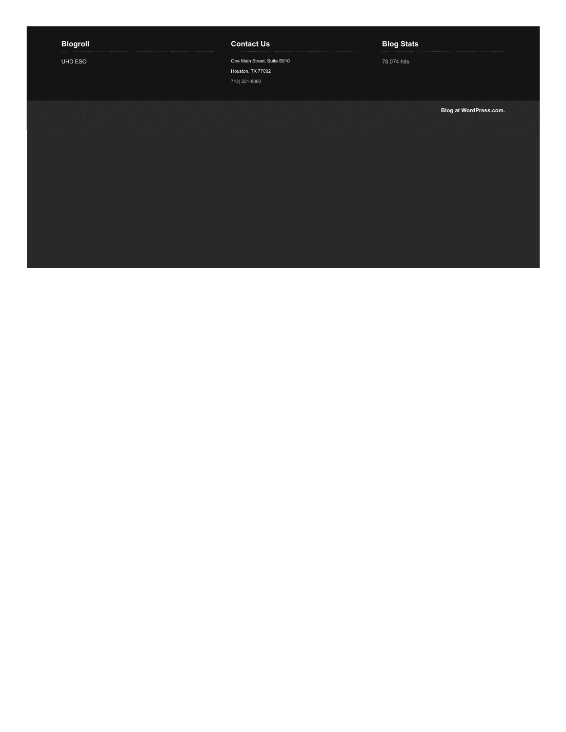## Blogroll

UHD ESO

## Contact Us

One Main Street, Suite S910

Houston, TX 77002

713) 221-8060

## Blog Stats

78,074 hits

**Blog at WordPress.com.**